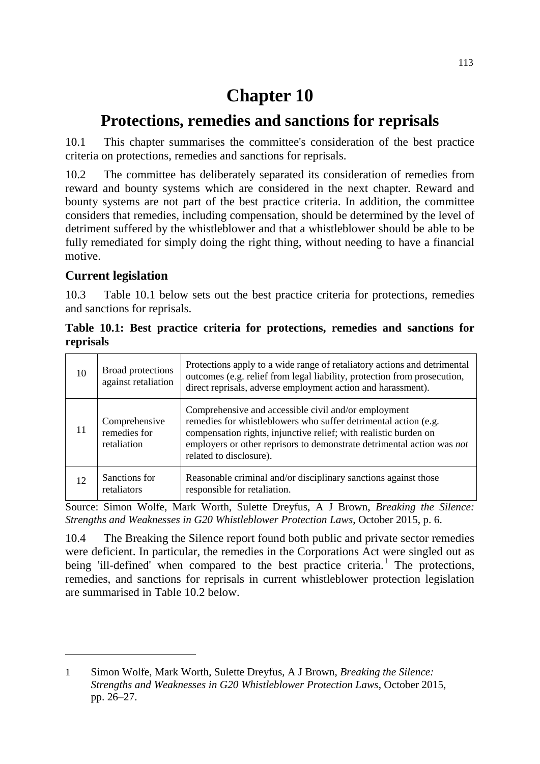# Chapter 10

## Protections, remedies and sanctions for reprisals

10.1 This chapter summarises the committee's consideration of the best practice criteria on protections, remedies and sanctions for reprisals.

10.2 The committee has deliberately separated its consideration of remedies from reward and bounty systems which are considered in the next chapter. Reward and bounty systems are not part of the best practice criteria. In addition, the committee considers that remedies, including compensation, should be determined by the level of detriment suffered by the whistleblower and that a whistleblower should be able to be fully remediated for simply doing the right thing, without needing to have a financial motive.

### Current legislation

10.3 Table 10.1 below sets out the best practice criteria for protections, remedies and sanctions for reprisals.

**Table 10.1: Best practice criteria for protections, remedies and sanctions for reprisals**

| | | |
|---|---|---|
| 10 | Broad protections against retaliation | Protections apply to a wide range of retaliatory actions and detrimental outcomes (e.g. relief from legal liability, protection from prosecution, direct reprisals, adverse employment action and harassment). |
| 11 | Comprehensive remedies for retaliation | Comprehensive and accessible civil and/or employment remedies for whistleblowers who suffer detrimental action (e.g. compensation rights, injunctive relief; with realistic burden on employers or other reprisors to demonstrate detrimental action was *not* related to disclosure). |
| 12 | Sanctions for retaliators | Reasonable criminal and/or disciplinary sanctions against those responsible for retaliation. |

Source: Simon Wolfe, Mark Worth, Sulette Dreyfus, A J Brown, *Breaking the Silence: Strengths and Weaknesses in G20 Whistleblower Protection Laws*, October 2015, p. 6.

10.4 The Breaking the Silence report found both public and private sector remedies were deficient. In particular, the remedies in the Corporations Act were singled out as being 'ill-defined' when compared to the best practice criteria.[1] The protections, remedies, and sanctions for reprisals in current whistleblower protection legislation are summarised in Table 10.2 below.

---

1 Simon Wolfe, Mark Worth, Sulette Dreyfus, A J Brown, *Breaking the Silence: Strengths and Weaknesses in G20 Whistleblower Protection Laws*, October 2015, pp. 26–27.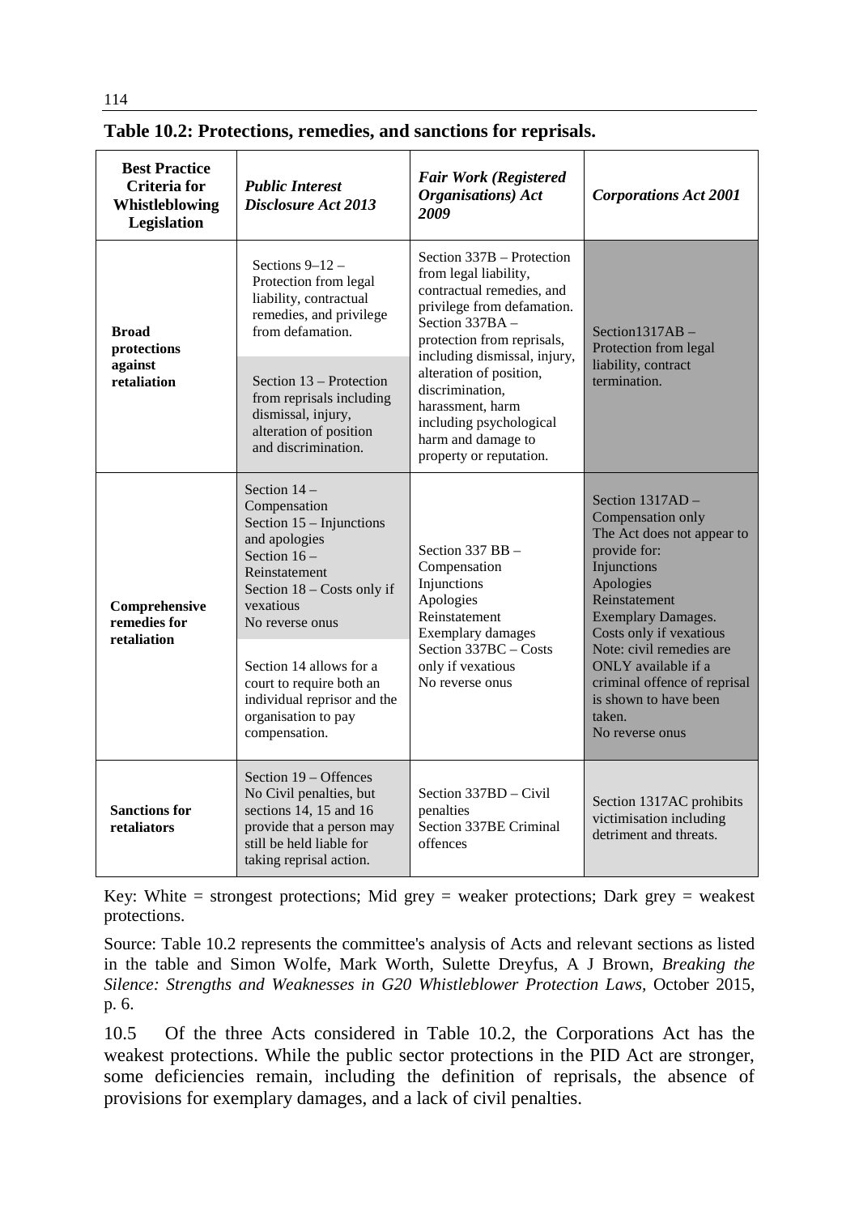**Table 10.2: Protections, remedies, and sanctions for reprisals.**

| Best Practice Criteria for Whistleblowing Legislation | *Public Interest Disclosure Act 2013* | *Fair Work (Registered Organisations) Act 2009* | *Corporations Act 2001* |
|---|---|---|---|
| **Broad protections against retaliation** | Sections 9–12 – Protection from legal liability, contractual remedies, and privilege from defamation.<br><br>Section 13 – Protection from reprisals including dismissal, injury, alteration of position and discrimination. | Section 337B – Protection from legal liability, contractual remedies, and privilege from defamation. Section 337BA – protection from reprisals, including dismissal, injury, alteration of position, discrimination, harassment, harm including psychological harm and damage to property or reputation. | Section1317AB – Protection from legal liability, contract termination. |
| **Comprehensive remedies for retaliation** | Section 14 – Compensation<br>Section 15 – Injunctions and apologies<br>Section 16 – Reinstatement<br>Section 18 – Costs only if vexatious<br>No reverse onus<br><br>Section 14 allows for a court to require both an individual reprisor and the organisation to pay compensation. | Section 337 BB – Compensation<br>Injunctions<br>Apologies<br>Reinstatement<br>Exemplary damages<br>Section 337BC – Costs only if vexatious<br>No reverse onus | Section 1317AD – Compensation only<br>The Act does not appear to provide for:<br>Injunctions<br>Apologies<br>Reinstatement<br>Exemplary Damages.<br>Costs only if vexatious<br>Note: civil remedies are ONLY available if a criminal offence of reprisal is shown to have been taken.<br>No reverse onus |
| **Sanctions for retaliators** | Section 19 – Offences<br>No Civil penalties, but sections 14, 15 and 16 provide that a person may still be held liable for taking reprisal action. | Section 337BD – Civil penalties<br>Section 337BE Criminal offences | Section 1317AC prohibits victimisation including detriment and threats. |

Key: White = strongest protections; Mid grey = weaker protections; Dark grey = weakest protections.

Source: Table 10.2 represents the committee's analysis of Acts and relevant sections as listed in the table and Simon Wolfe, Mark Worth, Sulette Dreyfus, A J Brown, *Breaking the Silence: Strengths and Weaknesses in G20 Whistleblower Protection Laws*, October 2015, p. 6.

10.5 Of the three Acts considered in Table 10.2, the Corporations Act has the weakest protections. While the public sector protections in the PID Act are stronger, some deficiencies remain, including the definition of reprisals, the absence of provisions for exemplary damages, and a lack of civil penalties.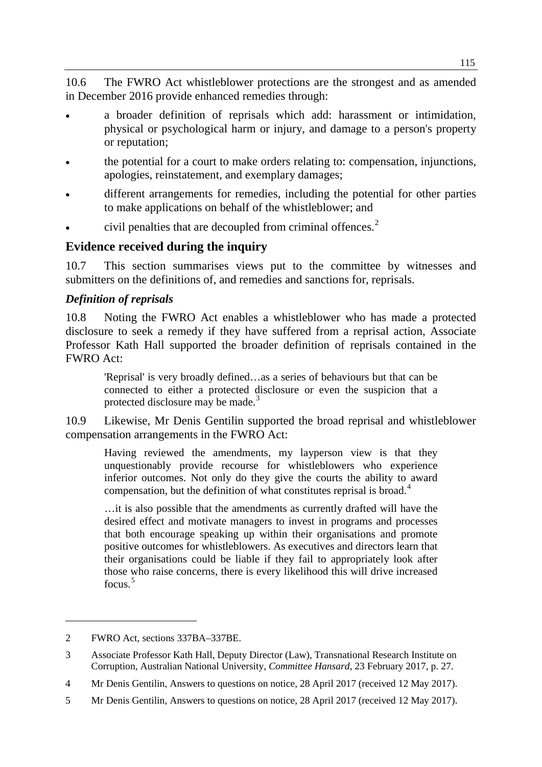10.6 The FWRO Act whistleblower protections are the strongest and as amended in December 2016 provide enhanced remedies through:

- a broader definition of reprisals which add: harassment or intimidation, physical or psychological harm or injury, and damage to a person's property or reputation;
- the potential for a court to make orders relating to: compensation, injunctions, apologies, reinstatement, and exemplary damages;
- different arrangements for remedies, including the potential for other parties to make applications on behalf of the whistleblower; and
- civil penalties that are decoupled from criminal offences.[2]

## Evidence received during the inquiry

10.7 This section summarises views put to the committee by witnesses and submitters on the definitions of, and remedies and sanctions for, reprisals.

### *Definition of reprisals*

10.8 Noting the FWRO Act enables a whistleblower who has made a protected disclosure to seek a remedy if they have suffered from a reprisal action, Associate Professor Kath Hall supported the broader definition of reprisals contained in the FWRO Act:

> 'Reprisal' is very broadly defined…as a series of behaviours but that can be connected to either a protected disclosure or even the suspicion that a protected disclosure may be made.[3]

10.9 Likewise, Mr Denis Gentilin supported the broad reprisal and whistleblower compensation arrangements in the FWRO Act:

> Having reviewed the amendments, my layperson view is that they unquestionably provide recourse for whistleblowers who experience inferior outcomes. Not only do they give the courts the ability to award compensation, but the definition of what constitutes reprisal is broad.[4]
>
> …it is also possible that the amendments as currently drafted will have the desired effect and motivate managers to invest in programs and processes that both encourage speaking up within their organisations and promote positive outcomes for whistleblowers. As executives and directors learn that their organisations could be liable if they fail to appropriately look after those who raise concerns, there is every likelihood this will drive increased focus.[5]

---

2 FWRO Act, sections 337BA–337BE.

3 Associate Professor Kath Hall, Deputy Director (Law), Transnational Research Institute on Corruption, Australian National University, *Committee Hansard*, 23 February 2017, p. 27.

4 Mr Denis Gentilin, Answers to questions on notice, 28 April 2017 (received 12 May 2017).

5 Mr Denis Gentilin, Answers to questions on notice, 28 April 2017 (received 12 May 2017).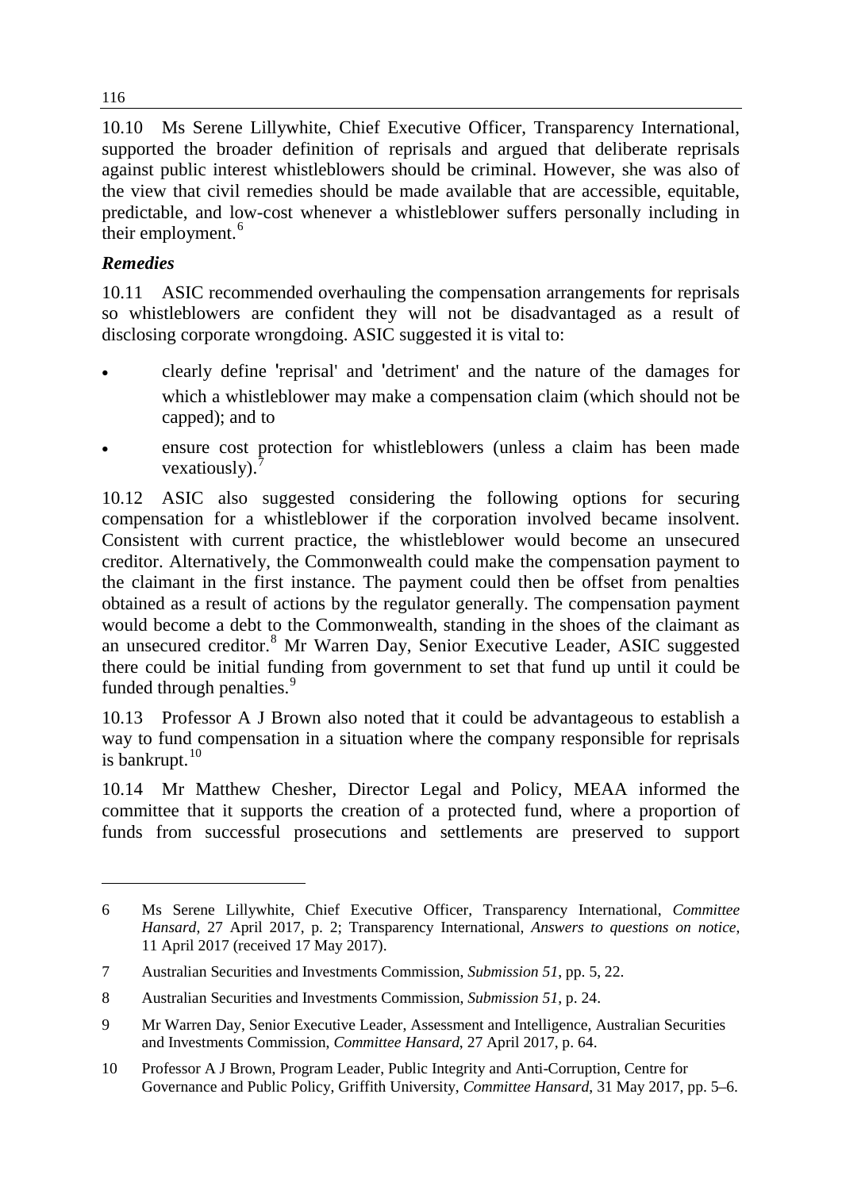10.10 Ms Serene Lillywhite, Chief Executive Officer, Transparency International, supported the broader definition of reprisals and argued that deliberate reprisals against public interest whistleblowers should be criminal. However, she was also of the view that civil remedies should be made available that are accessible, equitable, predictable, and low-cost whenever a whistleblower suffers personally including in their employment.[6]

### *Remedies*

10.11 ASIC recommended overhauling the compensation arrangements for reprisals so whistleblowers are confident they will not be disadvantaged as a result of disclosing corporate wrongdoing. ASIC suggested it is vital to:

- clearly define 'reprisal' and 'detriment' and the nature of the damages for which a whistleblower may make a compensation claim (which should not be capped); and to
- ensure cost protection for whistleblowers (unless a claim has been made vexatiously).[7]

10.12 ASIC also suggested considering the following options for securing compensation for a whistleblower if the corporation involved became insolvent. Consistent with current practice, the whistleblower would become an unsecured creditor. Alternatively, the Commonwealth could make the compensation payment to the claimant in the first instance. The payment could then be offset from penalties obtained as a result of actions by the regulator generally. The compensation payment would become a debt to the Commonwealth, standing in the shoes of the claimant as an unsecured creditor.[8] Mr Warren Day, Senior Executive Leader, ASIC suggested there could be initial funding from government to set that fund up until it could be funded through penalties.[9]

10.13 Professor A J Brown also noted that it could be advantageous to establish a way to fund compensation in a situation where the company responsible for reprisals is bankrupt.[10]

10.14 Mr Matthew Chesher, Director Legal and Policy, MEAA informed the committee that it supports the creation of a protected fund, where a proportion of funds from successful prosecutions and settlements are preserved to support

---

6 Ms Serene Lillywhite, Chief Executive Officer, Transparency International, *Committee Hansard*, 27 April 2017, p. 2; Transparency International, *Answers to questions on notice*, 11 April 2017 (received 17 May 2017).

7 Australian Securities and Investments Commission, *Submission 51*, pp. 5, 22.

8 Australian Securities and Investments Commission, *Submission 51*, p. 24.

9 Mr Warren Day, Senior Executive Leader, Assessment and Intelligence, Australian Securities and Investments Commission, *Committee Hansard*, 27 April 2017, p. 64.

10 Professor A J Brown, Program Leader, Public Integrity and Anti-Corruption, Centre for Governance and Public Policy, Griffith University, *Committee Hansard*, 31 May 2017, pp. 5–6.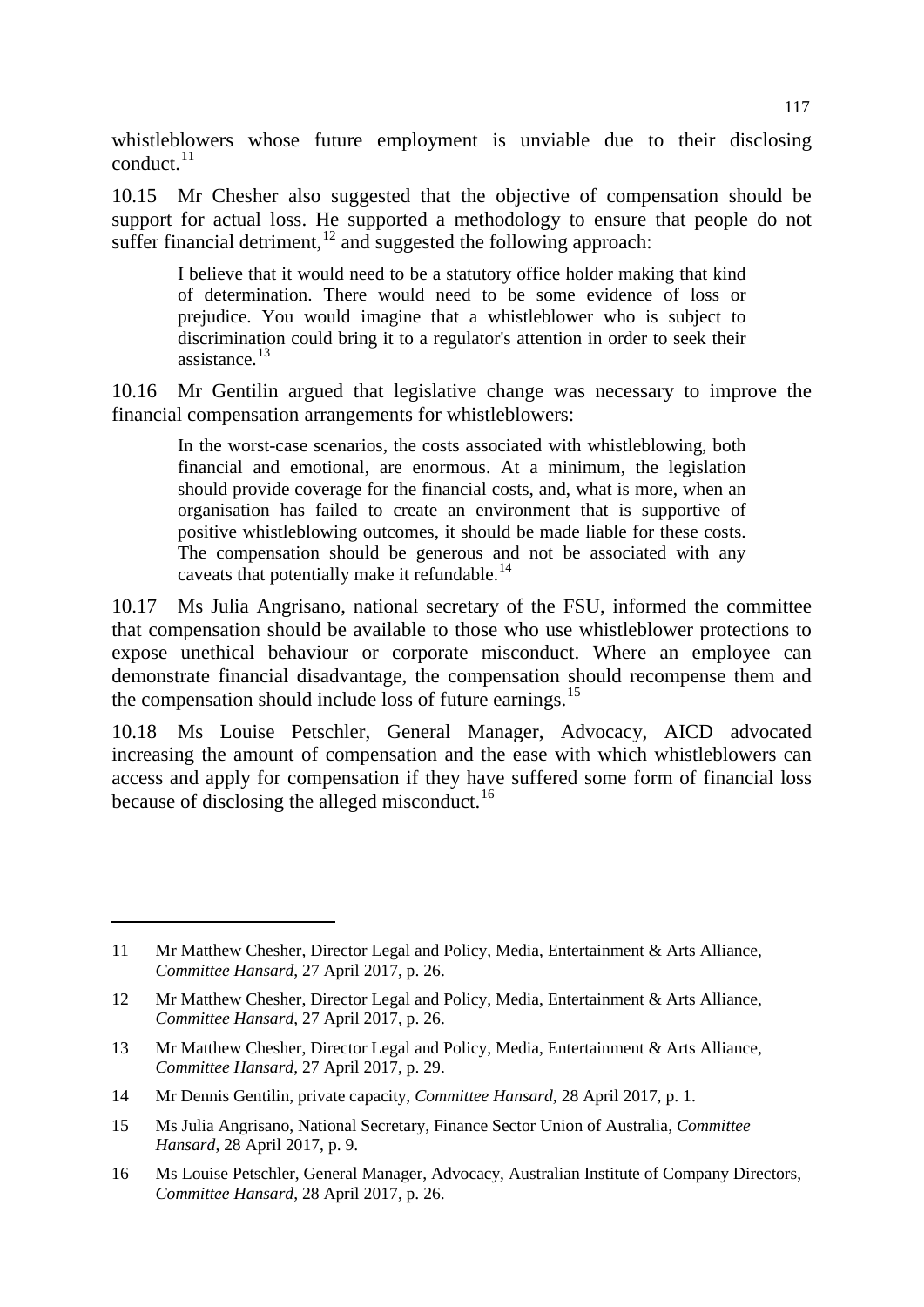whistleblowers whose future employment is unviable due to their disclosing conduct.[11]

10.15 Mr Chesher also suggested that the objective of compensation should be support for actual loss. He supported a methodology to ensure that people do not suffer financial detriment,[12] and suggested the following approach:

> I believe that it would need to be a statutory office holder making that kind of determination. There would need to be some evidence of loss or prejudice. You would imagine that a whistleblower who is subject to discrimination could bring it to a regulator's attention in order to seek their assistance.[13]

10.16 Mr Gentilin argued that legislative change was necessary to improve the financial compensation arrangements for whistleblowers:

> In the worst-case scenarios, the costs associated with whistleblowing, both financial and emotional, are enormous. At a minimum, the legislation should provide coverage for the financial costs, and, what is more, when an organisation has failed to create an environment that is supportive of positive whistleblowing outcomes, it should be made liable for these costs. The compensation should be generous and not be associated with any caveats that potentially make it refundable.[14]

10.17 Ms Julia Angrisano, national secretary of the FSU, informed the committee that compensation should be available to those who use whistleblower protections to expose unethical behaviour or corporate misconduct. Where an employee can demonstrate financial disadvantage, the compensation should recompense them and the compensation should include loss of future earnings.[15]

10.18 Ms Louise Petschler, General Manager, Advocacy, AICD advocated increasing the amount of compensation and the ease with which whistleblowers can access and apply for compensation if they have suffered some form of financial loss because of disclosing the alleged misconduct.[16]

---

11 Mr Matthew Chesher, Director Legal and Policy, Media, Entertainment & Arts Alliance, *Committee Hansard*, 27 April 2017, p. 26.

12 Mr Matthew Chesher, Director Legal and Policy, Media, Entertainment & Arts Alliance, *Committee Hansard*, 27 April 2017, p. 26.

13 Mr Matthew Chesher, Director Legal and Policy, Media, Entertainment & Arts Alliance, *Committee Hansard*, 27 April 2017, p. 29.

14 Mr Dennis Gentilin, private capacity, *Committee Hansard*, 28 April 2017, p. 1.

15 Ms Julia Angrisano, National Secretary, Finance Sector Union of Australia, *Committee Hansard*, 28 April 2017, p. 9.

16 Ms Louise Petschler, General Manager, Advocacy, Australian Institute of Company Directors, *Committee Hansard*, 28 April 2017, p. 26.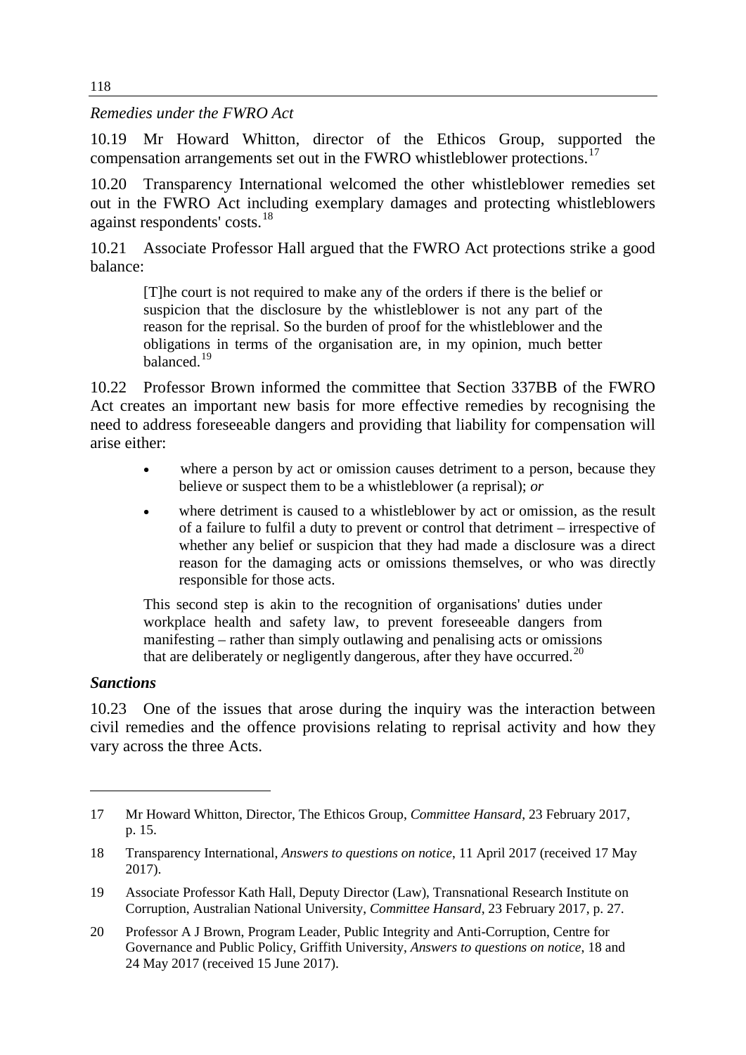*Remedies under the FWRO Act*

10.19 Mr Howard Whitton, director of the Ethicos Group, supported the compensation arrangements set out in the FWRO whistleblower protections.[17]

10.20 Transparency International welcomed the other whistleblower remedies set out in the FWRO Act including exemplary damages and protecting whistleblowers against respondents' costs.[18]

10.21 Associate Professor Hall argued that the FWRO Act protections strike a good balance:

> [T]he court is not required to make any of the orders if there is the belief or suspicion that the disclosure by the whistleblower is not any part of the reason for the reprisal. So the burden of proof for the whistleblower and the obligations in terms of the organisation are, in my opinion, much better balanced.[19]

10.22 Professor Brown informed the committee that Section 337BB of the FWRO Act creates an important new basis for more effective remedies by recognising the need to address foreseeable dangers and providing that liability for compensation will arise either:

> - where a person by act or omission causes detriment to a person, because they believe or suspect them to be a whistleblower (a reprisal); *or*
> - where detriment is caused to a whistleblower by act or omission, as the result of a failure to fulfil a duty to prevent or control that detriment – irrespective of whether any belief or suspicion that they had made a disclosure was a direct reason for the damaging acts or omissions themselves, or who was directly responsible for those acts.
>
> This second step is akin to the recognition of organisations' duties under workplace health and safety law, to prevent foreseeable dangers from manifesting – rather than simply outlawing and penalising acts or omissions that are deliberately or negligently dangerous, after they have occurred.[20]

### *Sanctions*

10.23 One of the issues that arose during the inquiry was the interaction between civil remedies and the offence provisions relating to reprisal activity and how they vary across the three Acts.

---

17 Mr Howard Whitton, Director, The Ethicos Group, *Committee Hansard*, 23 February 2017, p. 15.

18 Transparency International, *Answers to questions on notice*, 11 April 2017 (received 17 May 2017).

19 Associate Professor Kath Hall, Deputy Director (Law), Transnational Research Institute on Corruption, Australian National University, *Committee Hansard*, 23 February 2017, p. 27.

20 Professor A J Brown, Program Leader, Public Integrity and Anti-Corruption, Centre for Governance and Public Policy, Griffith University, *Answers to questions on notice*, 18 and 24 May 2017 (received 15 June 2017).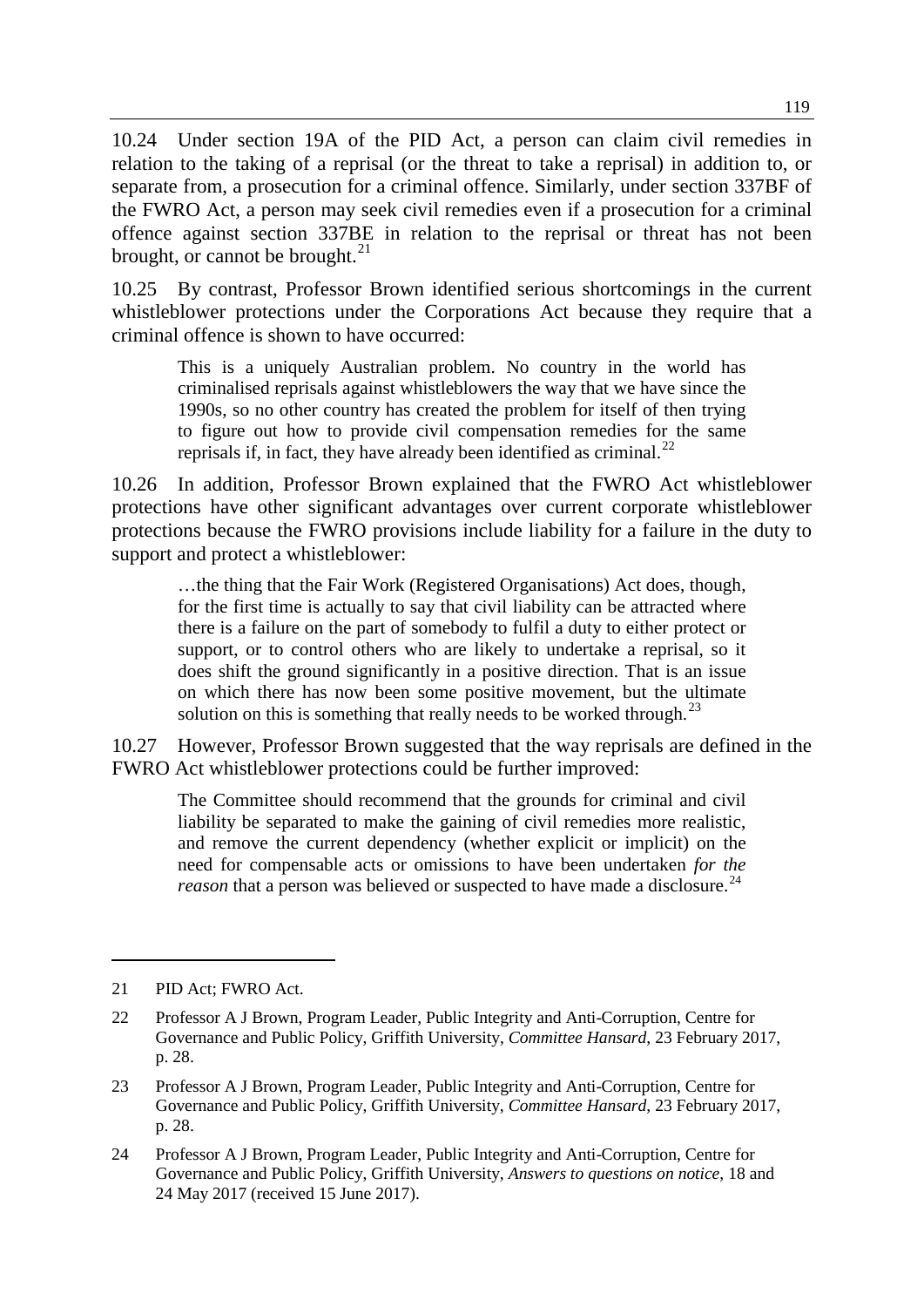10.24 Under section 19A of the PID Act, a person can claim civil remedies in relation to the taking of a reprisal (or the threat to take a reprisal) in addition to, or separate from, a prosecution for a criminal offence. Similarly, under section 337BF of the FWRO Act, a person may seek civil remedies even if a prosecution for a criminal offence against section 337BE in relation to the reprisal or threat has not been brought, or cannot be brought.[21]

10.25 By contrast, Professor Brown identified serious shortcomings in the current whistleblower protections under the Corporations Act because they require that a criminal offence is shown to have occurred:

> This is a uniquely Australian problem. No country in the world has criminalised reprisals against whistleblowers the way that we have since the 1990s, so no other country has created the problem for itself of then trying to figure out how to provide civil compensation remedies for the same reprisals if, in fact, they have already been identified as criminal.[22]

10.26 In addition, Professor Brown explained that the FWRO Act whistleblower protections have other significant advantages over current corporate whistleblower protections because the FWRO provisions include liability for a failure in the duty to support and protect a whistleblower:

> …the thing that the Fair Work (Registered Organisations) Act does, though, for the first time is actually to say that civil liability can be attracted where there is a failure on the part of somebody to fulfil a duty to either protect or support, or to control others who are likely to undertake a reprisal, so it does shift the ground significantly in a positive direction. That is an issue on which there has now been some positive movement, but the ultimate solution on this is something that really needs to be worked through.[23]

10.27 However, Professor Brown suggested that the way reprisals are defined in the FWRO Act whistleblower protections could be further improved:

> The Committee should recommend that the grounds for criminal and civil liability be separated to make the gaining of civil remedies more realistic, and remove the current dependency (whether explicit or implicit) on the need for compensable acts or omissions to have been undertaken *for the reason* that a person was believed or suspected to have made a disclosure.[24]

---

21 PID Act; FWRO Act.

22 Professor A J Brown, Program Leader, Public Integrity and Anti-Corruption, Centre for Governance and Public Policy, Griffith University, *Committee Hansard*, 23 February 2017, p. 28.

23 Professor A J Brown, Program Leader, Public Integrity and Anti-Corruption, Centre for Governance and Public Policy, Griffith University, *Committee Hansard*, 23 February 2017, p. 28.

24 Professor A J Brown, Program Leader, Public Integrity and Anti-Corruption, Centre for Governance and Public Policy, Griffith University, *Answers to questions on notice*, 18 and 24 May 2017 (received 15 June 2017).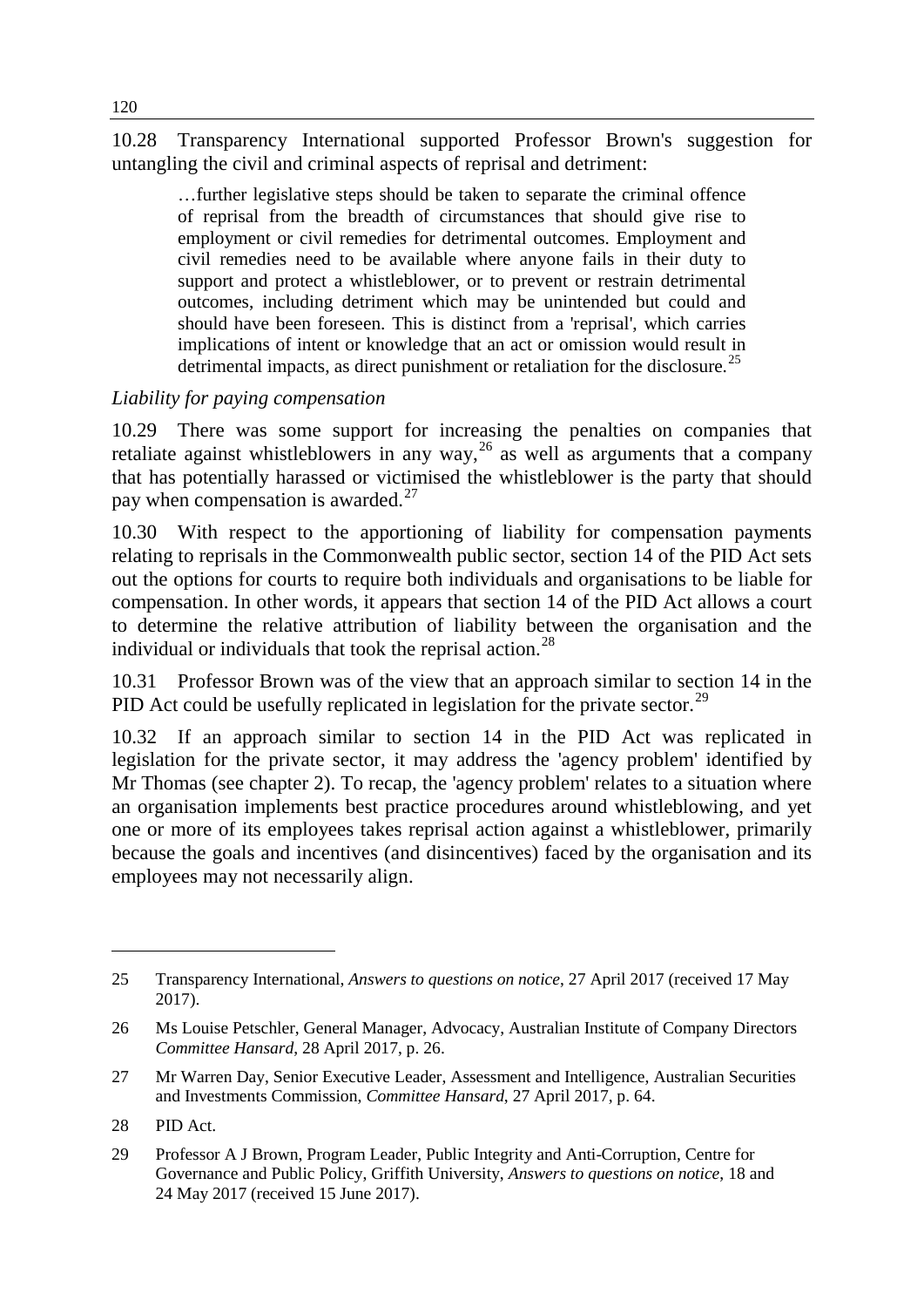10.28 Transparency International supported Professor Brown's suggestion for untangling the civil and criminal aspects of reprisal and detriment:

> …further legislative steps should be taken to separate the criminal offence of reprisal from the breadth of circumstances that should give rise to employment or civil remedies for detrimental outcomes. Employment and civil remedies need to be available where anyone fails in their duty to support and protect a whistleblower, or to prevent or restrain detrimental outcomes, including detriment which may be unintended but could and should have been foreseen. This is distinct from a 'reprisal', which carries implications of intent or knowledge that an act or omission would result in detrimental impacts, as direct punishment or retaliation for the disclosure.[25]

*Liability for paying compensation*

10.29 There was some support for increasing the penalties on companies that retaliate against whistleblowers in any way,[26] as well as arguments that a company that has potentially harassed or victimised the whistleblower is the party that should pay when compensation is awarded.[27]

10.30 With respect to the apportioning of liability for compensation payments relating to reprisals in the Commonwealth public sector, section 14 of the PID Act sets out the options for courts to require both individuals and organisations to be liable for compensation. In other words, it appears that section 14 of the PID Act allows a court to determine the relative attribution of liability between the organisation and the individual or individuals that took the reprisal action.[28]

10.31 Professor Brown was of the view that an approach similar to section 14 in the PID Act could be usefully replicated in legislation for the private sector.[29]

10.32 If an approach similar to section 14 in the PID Act was replicated in legislation for the private sector, it may address the 'agency problem' identified by Mr Thomas (see chapter 2). To recap, the 'agency problem' relates to a situation where an organisation implements best practice procedures around whistleblowing, and yet one or more of its employees takes reprisal action against a whistleblower, primarily because the goals and incentives (and disincentives) faced by the organisation and its employees may not necessarily align.

---

25 Transparency International, *Answers to questions on notice*, 27 April 2017 (received 17 May 2017).

26 Ms Louise Petschler, General Manager, Advocacy, Australian Institute of Company Directors *Committee Hansard*, 28 April 2017, p. 26.

27 Mr Warren Day, Senior Executive Leader, Assessment and Intelligence, Australian Securities and Investments Commission, *Committee Hansard*, 27 April 2017, p. 64.

28 PID Act.

29 Professor A J Brown, Program Leader, Public Integrity and Anti-Corruption, Centre for Governance and Public Policy, Griffith University, *Answers to questions on notice*, 18 and 24 May 2017 (received 15 June 2017).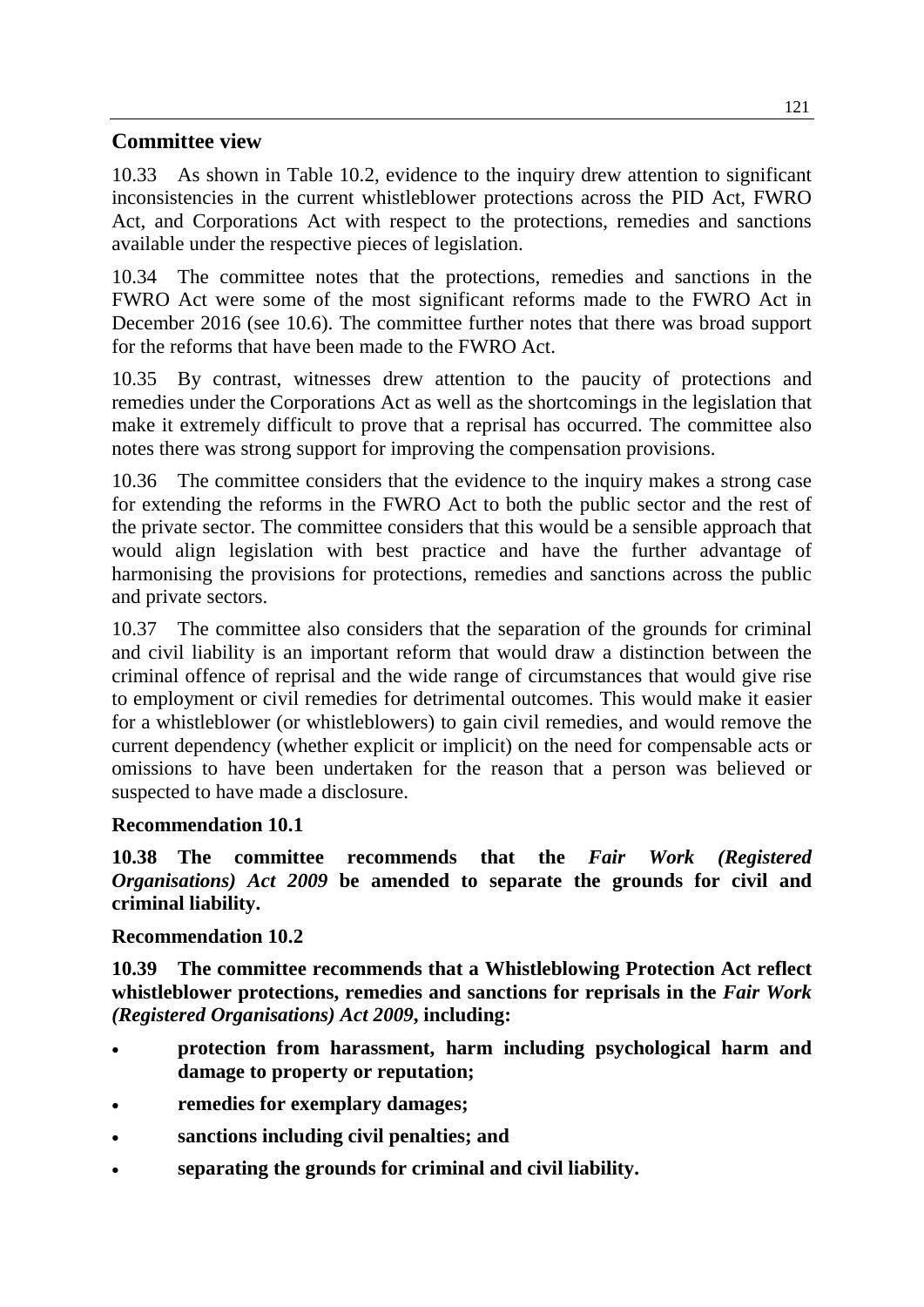## Committee view

10.33 As shown in Table 10.2, evidence to the inquiry drew attention to significant inconsistencies in the current whistleblower protections across the PID Act, FWRO Act, and Corporations Act with respect to the protections, remedies and sanctions available under the respective pieces of legislation.

10.34 The committee notes that the protections, remedies and sanctions in the FWRO Act were some of the most significant reforms made to the FWRO Act in December 2016 (see 10.6). The committee further notes that there was broad support for the reforms that have been made to the FWRO Act.

10.35 By contrast, witnesses drew attention to the paucity of protections and remedies under the Corporations Act as well as the shortcomings in the legislation that make it extremely difficult to prove that a reprisal has occurred. The committee also notes there was strong support for improving the compensation provisions.

10.36 The committee considers that the evidence to the inquiry makes a strong case for extending the reforms in the FWRO Act to both the public sector and the rest of the private sector. The committee considers that this would be a sensible approach that would align legislation with best practice and have the further advantage of harmonising the provisions for protections, remedies and sanctions across the public and private sectors.

10.37 The committee also considers that the separation of the grounds for criminal and civil liability is an important reform that would draw a distinction between the criminal offence of reprisal and the wide range of circumstances that would give rise to employment or civil remedies for detrimental outcomes. This would make it easier for a whistleblower (or whistleblowers) to gain civil remedies, and would remove the current dependency (whether explicit or implicit) on the need for compensable acts or omissions to have been undertaken for the reason that a person was believed or suspected to have made a disclosure.

**Recommendation 10.1**

**10.38 The committee recommends that the *Fair Work (Registered Organisations) Act 2009* be amended to separate the grounds for civil and criminal liability.**

**Recommendation 10.2**

**10.39 The committee recommends that a Whistleblowing Protection Act reflect whistleblower protections, remedies and sanctions for reprisals in the *Fair Work (Registered Organisations) Act 2009*, including:**

- **protection from harassment, harm including psychological harm and damage to property or reputation;**
- **remedies for exemplary damages;**
- **sanctions including civil penalties; and**
- **separating the grounds for criminal and civil liability.**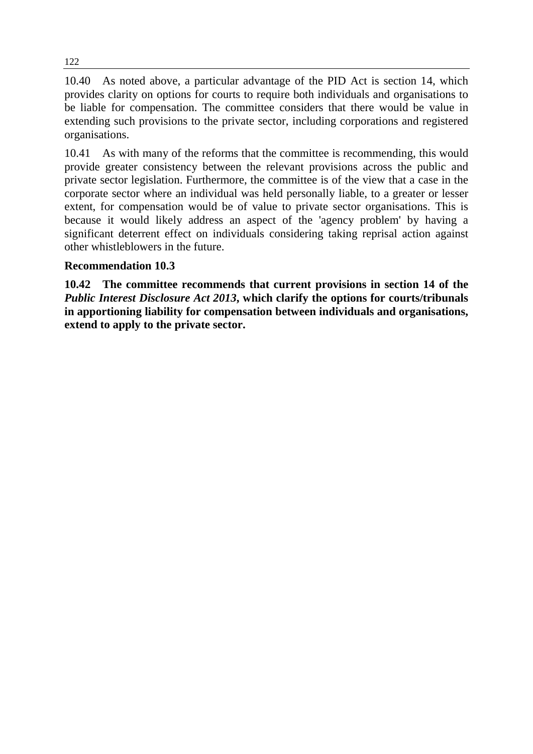10.40 As noted above, a particular advantage of the PID Act is section 14, which provides clarity on options for courts to require both individuals and organisations to be liable for compensation. The committee considers that there would be value in extending such provisions to the private sector, including corporations and registered organisations.

10.41 As with many of the reforms that the committee is recommending, this would provide greater consistency between the relevant provisions across the public and private sector legislation. Furthermore, the committee is of the view that a case in the corporate sector where an individual was held personally liable, to a greater or lesser extent, for compensation would be of value to private sector organisations. This is because it would likely address an aspect of the 'agency problem' by having a significant deterrent effect on individuals considering taking reprisal action against other whistleblowers in the future.

**Recommendation 10.3**

**10.42 The committee recommends that current provisions in section 14 of the *Public Interest Disclosure Act 2013*, which clarify the options for courts/tribunals in apportioning liability for compensation between individuals and organisations, extend to apply to the private sector.**